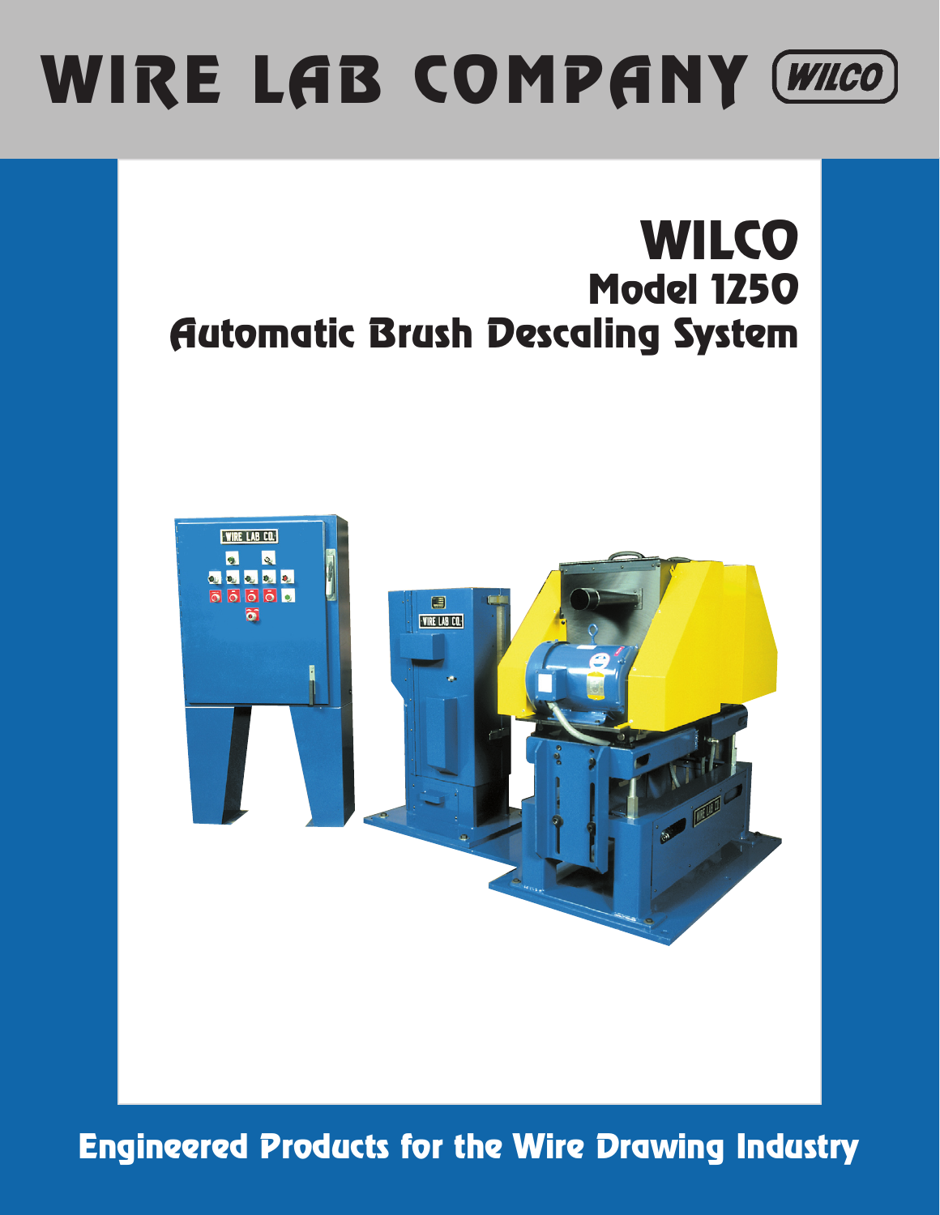# WIRE LAB COMPANY (WILCO)

# WILCO

## Model 1250

## Automatic Brush Descaling System

**Engineered Products for the Wire Drawing Industry**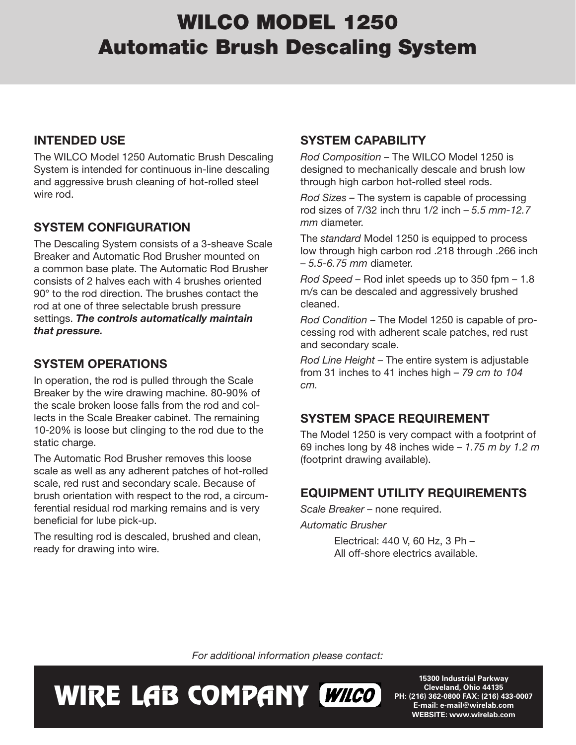# WILCO MODEL 1250
# Automatic Brush Descaling System

## INTENDED USE

The WILCO Model 1250 Automatic Brush Descaling System is intended for continuous in-line descaling and aggressive brush cleaning of hot-rolled steel wire rod.

## SYSTEM CONFIGURATION

The Descaling System consists of a 3-sheave Scale Breaker and Automatic Rod Brusher mounted on a common base plate. The Automatic Rod Brusher consists of 2 halves each with 4 brushes oriented 90° to the rod direction. The brushes contact the rod at one of three selectable brush pressure settings. ***The controls automatically maintain that pressure.***

## SYSTEM OPERATIONS

In operation, the rod is pulled through the Scale Breaker by the wire drawing machine. 80-90% of the scale broken loose falls from the rod and collects in the Scale Breaker cabinet. The remaining 10-20% is loose but clinging to the rod due to the static charge.

The Automatic Rod Brusher removes this loose scale as well as any adherent patches of hot-rolled scale, red rust and secondary scale. Because of brush orientation with respect to the rod, a circumferential residual rod marking remains and is very beneficial for lube pick-up.

The resulting rod is descaled, brushed and clean, ready for drawing into wire.

## SYSTEM CAPABILITY

*Rod Composition* – The WILCO Model 1250 is designed to mechanically descale and brush low through high carbon hot-rolled steel rods.

*Rod Sizes* – The system is capable of processing rod sizes of 7/32 inch thru 1/2 inch – *5.5 mm-12.7 mm* diameter.

The *standard* Model 1250 is equipped to process low through high carbon rod .218 through .266 inch – *5.5-6.75 mm* diameter.

*Rod Speed* – Rod inlet speeds up to 350 fpm – 1.8 m/s can be descaled and aggressively brushed cleaned.

*Rod Condition* – The Model 1250 is capable of processing rod with adherent scale patches, red rust and secondary scale.

*Rod Line Height* – The entire system is adjustable from 31 inches to 41 inches high – *79 cm to 104 cm.*

## SYSTEM SPACE REQUIREMENT

The Model 1250 is very compact with a footprint of 69 inches long by 48 inches wide – *1.75 m by 1.2 m* (footprint drawing available).

## EQUIPMENT UTILITY REQUIREMENTS

*Scale Breaker* – none required.

*Automatic Brusher*

Electrical: 440 V, 60 Hz, 3 Ph –
All off-shore electrics available.

*For additional information please contact:*

**WIRE LAB COMPANY** **WILCO**

**15300 Industrial Parkway**
**Cleveland, Ohio 44135**
**PH: (216) 362-0800 FAX: (216) 433-0007**
**E-mail: e-mail@wirelab.com**
**WEBSITE: www.wirelab.com**